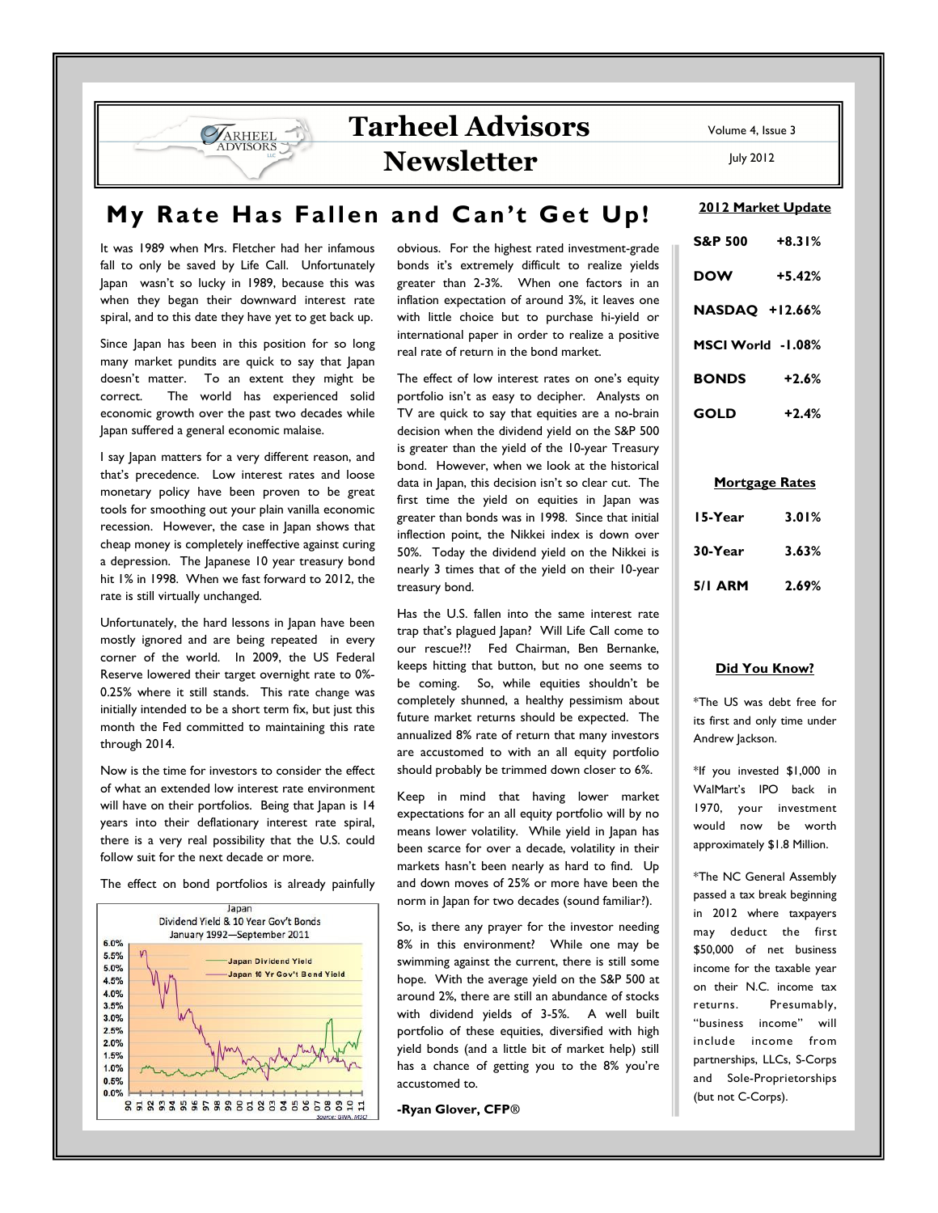# Tarheel Advisors Newsletter

Volume 4, Issue 3

July 2012

## My Rate Has Fallen and Can't Get Up!

It was 1989 when Mrs. Fletcher had her infamous fall to only be saved by Life Call. Unfortunately Japan wasn't so lucky in 1989, because this was when they began their downward interest rate spiral, and to this date they have yet to get back up.

Since Japan has been in this position for so long many market pundits are quick to say that Japan doesn't matter. To an extent they might be correct. The world has experienced solid economic growth over the past two decades while Japan suffered a general economic malaise.

I say Japan matters for a very different reason, and that's precedence. Low interest rates and loose monetary policy have been proven to be great tools for smoothing out your plain vanilla economic recession. However, the case in Japan shows that cheap money is completely ineffective against curing a depression. The Japanese 10 year treasury bond hit 1% in 1998. When we fast forward to 2012, the rate is still virtually unchanged.

Unfortunately, the hard lessons in Japan have been mostly ignored and are being repeated in every corner of the world. In 2009, the US Federal Reserve lowered their target overnight rate to 0%-0.25% where it still stands. This rate change was initially intended to be a short term fix, but just this month the Fed committed to maintaining this rate through 2014.

Now is the time for investors to consider the effect of what an extended low interest rate environment will have on their portfolios. Being that Japan is 14 years into their deflationary interest rate spiral, there is a very real possibility that the U.S. could follow suit for the next decade or more.

The effect on bond portfolios is already painfully obvious. For the highest rated investment-grade bonds it's extremely difficult to realize yields greater than 2-3%. When one factors in an inflation expectation of around 3%, it leaves one with little choice but to purchase hi-yield or international paper in order to realize a positive real rate of return in the bond market.

Japan
Dividend Yield & 10 Year Gov't Bonds
January 1992—September 2011

Source: GIVA, MSCI

The effect of low interest rates on one's equity portfolio isn't as easy to decipher. Analysts on TV are quick to say that equities are a no-brain decision when the dividend yield on the S&P 500 is greater than the yield of the 10-year Treasury bond. However, when we look at the historical data in Japan, this decision isn't so clear cut. The first time the yield on equities in Japan was greater than bonds was in 1998. Since that initial inflection point, the Nikkei index is down over 50%. Today the dividend yield on the Nikkei is nearly 3 times that of the yield on their 10-year treasury bond.

Has the U.S. fallen into the same interest rate trap that's plagued Japan? Will Life Call come to our rescue?!? Fed Chairman, Ben Bernanke, keeps hitting that button, but no one seems to be coming. So, while equities shouldn't be completely shunned, a healthy pessimism about future market returns should be expected. The annualized 8% rate of return that many investors are accustomed to with an all equity portfolio should probably be trimmed down closer to 6%.

Keep in mind that having lower market expectations for an all equity portfolio will by no means lower volatility. While yield in Japan has been scarce for over a decade, volatility in their markets hasn't been nearly as hard to find. Up and down moves of 25% or more have been the norm in Japan for two decades (sound familiar?).

So, is there any prayer for the investor needing 8% in this environment? While one may be swimming against the current, there is still some hope. With the average yield on the S&P 500 at around 2%, there are still an abundance of stocks with dividend yields of 3-5%. A well built portfolio of these equities, diversified with high yield bonds (and a little bit of market help) still has a chance of getting you to the 8% you're accustomed to.

**-Ryan Glover, CFP®**

### 2012 Market Update

| | |
|---|---|
| S&P 500 | +8.31% |
| DOW | +5.42% |
| NASDAQ | +12.66% |
| MSCI World | -1.08% |
| BONDS | +2.6% |
| GOLD | +2.4% |

### Mortgage Rates

| | |
|---|---|
| 15-Year | 3.01% |
| 30-Year | 3.63% |
| 5/1 ARM | 2.69% |

### Did You Know?

*The US was debt free for its first and only time under Andrew Jackson.

*If you invested $1,000 in WalMart's IPO back in 1970, your investment would now be worth approximately $1.8 Million.

*The NC General Assembly passed a tax break beginning in 2012 where taxpayers may deduct the first $50,000 of net business income for the taxable year on their N.C. income tax returns. Presumably, "business income" will include income from partnerships, LLCs, S-Corps and Sole-Proprietorships (but not C-Corps).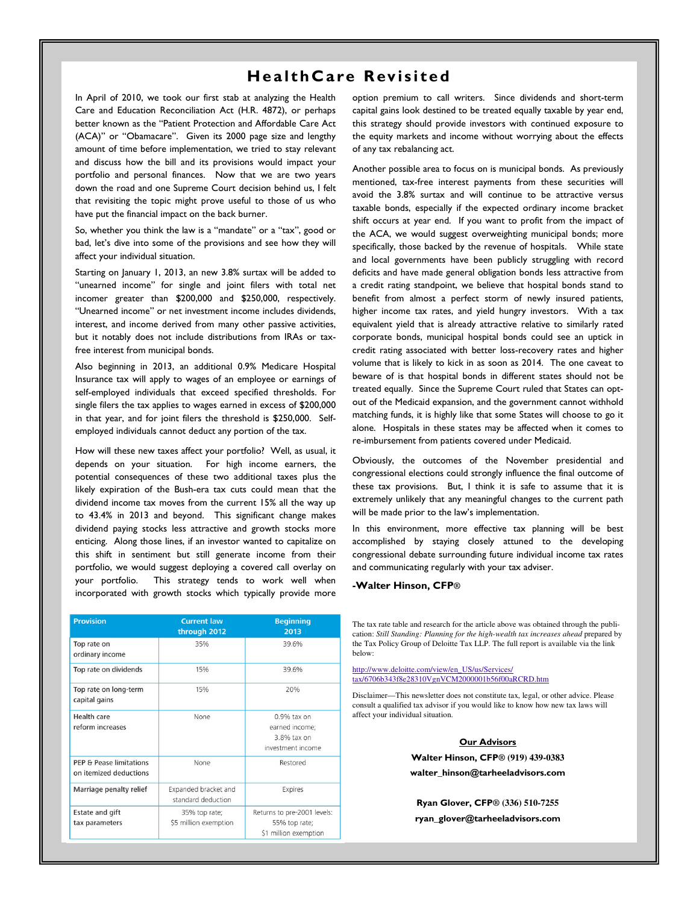# HealthCare Revisited

In April of 2010, we took our first stab at analyzing the Health Care and Education Reconciliation Act (H.R. 4872), or perhaps better known as the "Patient Protection and Affordable Care Act (ACA)" or "Obamacare". Given its 2000 page size and lengthy amount of time before implementation, we tried to stay relevant and discuss how the bill and its provisions would impact your portfolio and personal finances. Now that we are two years down the road and one Supreme Court decision behind us, I felt that revisiting the topic might prove useful to those of us who have put the financial impact on the back burner.

So, whether you think the law is a "mandate" or a "tax", good or bad, let's dive into some of the provisions and see how they will affect your individual situation.

Starting on January 1, 2013, an new 3.8% surtax will be added to "unearned income" for single and joint filers with total net incomer greater than $200,000 and $250,000, respectively. "Unearned income" or net investment income includes dividends, interest, and income derived from many other passive activities, but it notably does not include distributions from IRAs or tax-free interest from municipal bonds.

Also beginning in 2013, an additional 0.9% Medicare Hospital Insurance tax will apply to wages of an employee or earnings of self-employed individuals that exceed specified thresholds. For single filers the tax applies to wages earned in excess of $200,000 in that year, and for joint filers the threshold is $250,000. Self-employed individuals cannot deduct any portion of the tax.

How will these new taxes affect your portfolio? Well, as usual, it depends on your situation. For high income earners, the potential consequences of these two additional taxes plus the likely expiration of the Bush-era tax cuts could mean that the dividend income tax moves from the current 15% all the way up to 43.4% in 2013 and beyond. This significant change makes dividend paying stocks less attractive and growth stocks more enticing. Along those lines, if an investor wanted to capitalize on this shift in sentiment but still generate income from their portfolio, we would suggest deploying a covered call overlay on your portfolio. This strategy tends to work well when incorporated with growth stocks which typically provide more option premium to call writers. Since dividends and short-term capital gains look destined to be treated equally taxable by year end, this strategy should provide investors with continued exposure to the equity markets and income without worrying about the effects of any tax rebalancing act.

Another possible area to focus on is municipal bonds. As previously mentioned, tax-free interest payments from these securities will avoid the 3.8% surtax and will continue to be attractive versus taxable bonds, especially if the expected ordinary income bracket shift occurs at year end. If you want to profit from the impact of the ACA, we would suggest overweighting municipal bonds; more specifically, those backed by the revenue of hospitals. While state and local governments have been publicly struggling with record deficits and have made general obligation bonds less attractive from a credit rating standpoint, we believe that hospital bonds stand to benefit from almost a perfect storm of newly insured patients, higher income tax rates, and yield hungry investors. With a tax equivalent yield that is already attractive relative to similarly rated corporate bonds, municipal hospital bonds could see an uptick in credit rating associated with better loss-recovery rates and higher volume that is likely to kick in as soon as 2014. The one caveat to beware of is that hospital bonds in different states should not be treated equally. Since the Supreme Court ruled that States can opt-out of the Medicaid expansion, and the government cannot withhold matching funds, it is highly like that some States will choose to go it alone. Hospitals in these states may be affected when it comes to re-imbursement from patients covered under Medicaid.

Obviously, the outcomes of the November presidential and congressional elections could strongly influence the final outcome of these tax provisions. But, I think it is safe to assume that it is extremely unlikely that any meaningful changes to the current path will be made prior to the law's implementation.

In this environment, more effective tax planning will be best accomplished by staying closely attuned to the developing congressional debate surrounding future individual income tax rates and communicating regularly with your tax adviser.

**-Walter Hinson, CFP®**

| Provision | Current law through 2012 | Beginning 2013 |
|---|---|---|
| Top rate on ordinary income | 35% | 39.6% |
| Top rate on dividends | 15% | 39.6% |
| Top rate on long-term capital gains | 15% | 20% |
| Health care reform increases | None | 0.9% tax on earned income; 3.8% tax on investment income |
| PEP & Pease limitations on itemized deductions | None | Restored |
| Marriage penalty relief | Expanded bracket and standard deduction | Expires |
| Estate and gift tax parameters | 35% top rate; $5 million exemption | Returns to pre-2001 levels: 55% top rate; $1 million exemption |

The tax rate table and research for the article above was obtained through the publication: *Still Standing: Planning for the high-wealth tax increases ahead* prepared by the Tax Policy Group of Deloitte Tax LLP. The full report is available via the link below:

http://www.deloitte.com/view/en_US/us/Services/tax/6706b343f8e28310VgnVCM2000001b56f00aRCRD.htm

Disclaimer—This newsletter does not constitute tax, legal, or other advice. Please consult a qualified tax advisor if you would like to know how new tax laws will affect your individual situation.

**Our Advisors**

**Walter Hinson, CFP® (919) 439-0383**
**walter_hinson@tarheeladvisors.com**

**Ryan Glover, CFP® (336) 510-7255**
**ryan_glover@tarheeladvisors.com**